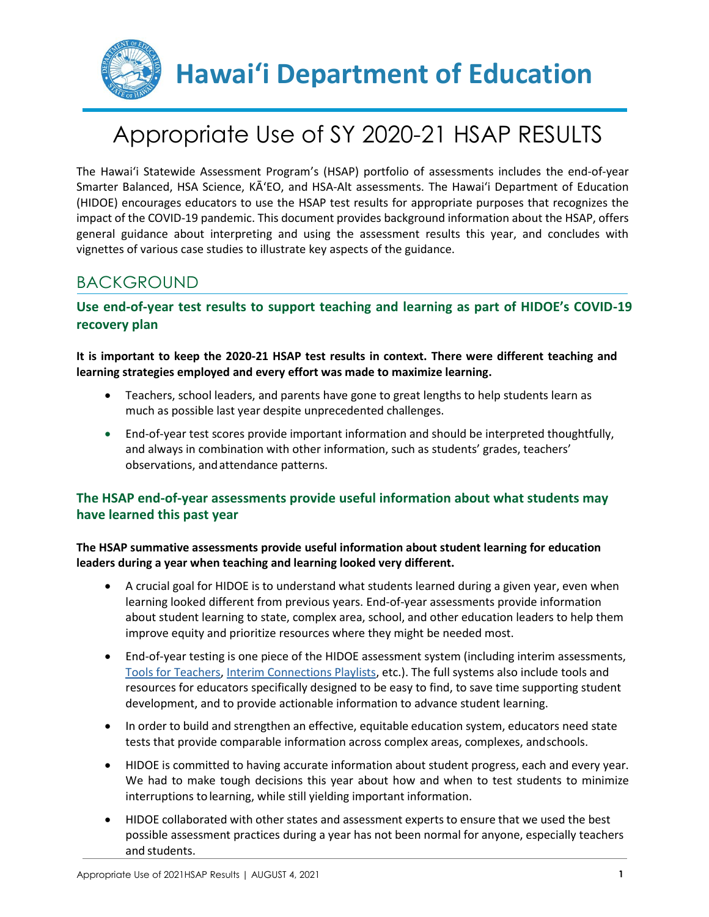# Hawaiʻi Department of Education

# Appropriate Use of SY 2020-21 HSAP RESULTS

The Hawaiʻi Statewide Assessment Program's (HSAP) portfolio of assessments includes the end-of-year Smarter Balanced, HSA Science, KĀʻEO, and HSA-Alt assessments. The Hawaiʻi Department of Education (HIDOE) encourages educators to use the HSAP test results for appropriate purposes that recognizes the impact of the COVID-19 pandemic. This document provides background information about the HSAP, offers general guidance about interpreting and using the assessment results this year, and concludes with vignettes of various case studies to illustrate key aspects of the guidance.

## BACKGROUND

### Use end-of-year test results to support teaching and learning as part of HIDOE's COVID-19 recovery plan

**It is important to keep the 2020-21 HSAP test results in context. There were different teaching and learning strategies employed and every effort was made to maximize learning.**

- Teachers, school leaders, and parents have gone to great lengths to help students learn as much as possible last year despite unprecedented challenges.
- End-of-year test scores provide important information and should be interpreted thoughtfully, and always in combination with other information, such as students' grades, teachers' observations, and attendance patterns.

### The HSAP end-of-year assessments provide useful information about what students may have learned this past year

**The HSAP summative assessments provide useful information about student learning for education leaders during a year when teaching and learning looked very different.**

- A crucial goal for HIDOE is to understand what students learned during a given year, even when learning looked different from previous years. End-of-year assessments provide information about student learning to state, complex area, school, and other education leaders to help them improve equity and prioritize resources where they might be needed most.
- End-of-year testing is one piece of the HIDOE assessment system (including interim assessments, Tools for Teachers, Interim Connections Playlists, etc.). The full systems also include tools and resources for educators specifically designed to be easy to find, to save time supporting student development, and to provide actionable information to advance student learning.
- In order to build and strengthen an effective, equitable education system, educators need state tests that provide comparable information across complex areas, complexes, and schools.
- HIDOE is committed to having accurate information about student progress, each and every year. We had to make tough decisions this year about how and when to test students to minimize interruptions to learning, while still yielding important information.
- HIDOE collaborated with other states and assessment experts to ensure that we used the best possible assessment practices during a year has not been normal for anyone, especially teachers and students.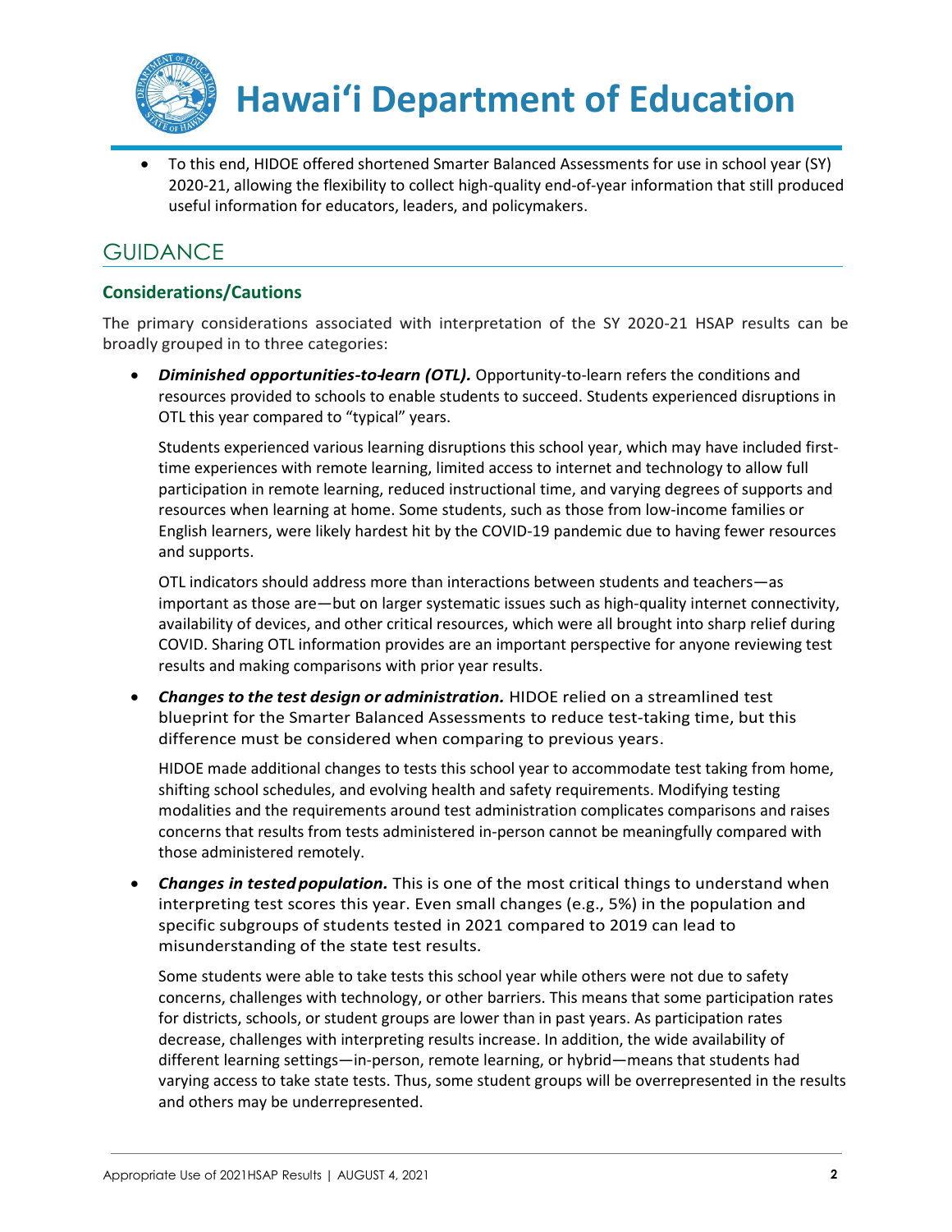- To this end, HIDOE offered shortened Smarter Balanced Assessments for use in school year (SY) 2020-21, allowing the flexibility to collect high-quality end-of-year information that still produced useful information for educators, leaders, and policymakers.

## GUIDANCE

### Considerations/Cautions

The primary considerations associated with interpretation of the SY 2020-21 HSAP results can be broadly grouped in to three categories:

- ***Diminished opportunities-to-learn (OTL).*** Opportunity-to-learn refers the conditions and resources provided to schools to enable students to succeed. Students experienced disruptions in OTL this year compared to "typical" years.

  Students experienced various learning disruptions this school year, which may have included first-time experiences with remote learning, limited access to internet and technology to allow full participation in remote learning, reduced instructional time, and varying degrees of supports and resources when learning at home. Some students, such as those from low-income families or English learners, were likely hardest hit by the COVID-19 pandemic due to having fewer resources and supports.

  OTL indicators should address more than interactions between students and teachers—as important as those are—but on larger systematic issues such as high-quality internet connectivity, availability of devices, and other critical resources, which were all brought into sharp relief during COVID. Sharing OTL information provides are an important perspective for anyone reviewing test results and making comparisons with prior year results.

- ***Changes to the test design or administration.*** HIDOE relied on a streamlined test blueprint for the Smarter Balanced Assessments to reduce test-taking time, but this difference must be considered when comparing to previous years.

  HIDOE made additional changes to tests this school year to accommodate test taking from home, shifting school schedules, and evolving health and safety requirements. Modifying testing modalities and the requirements around test administration complicates comparisons and raises concerns that results from tests administered in-person cannot be meaningfully compared with those administered remotely.

- ***Changes in tested population.*** This is one of the most critical things to understand when interpreting test scores this year. Even small changes (e.g., 5%) in the population and specific subgroups of students tested in 2021 compared to 2019 can lead to misunderstanding of the state test results.

  Some students were able to take tests this school year while others were not due to safety concerns, challenges with technology, or other barriers. This means that some participation rates for districts, schools, or student groups are lower than in past years. As participation rates decrease, challenges with interpreting results increase. In addition, the wide availability of different learning settings—in-person, remote learning, or hybrid—means that students had varying access to take state tests. Thus, some student groups will be overrepresented in the results and others may be underrepresented.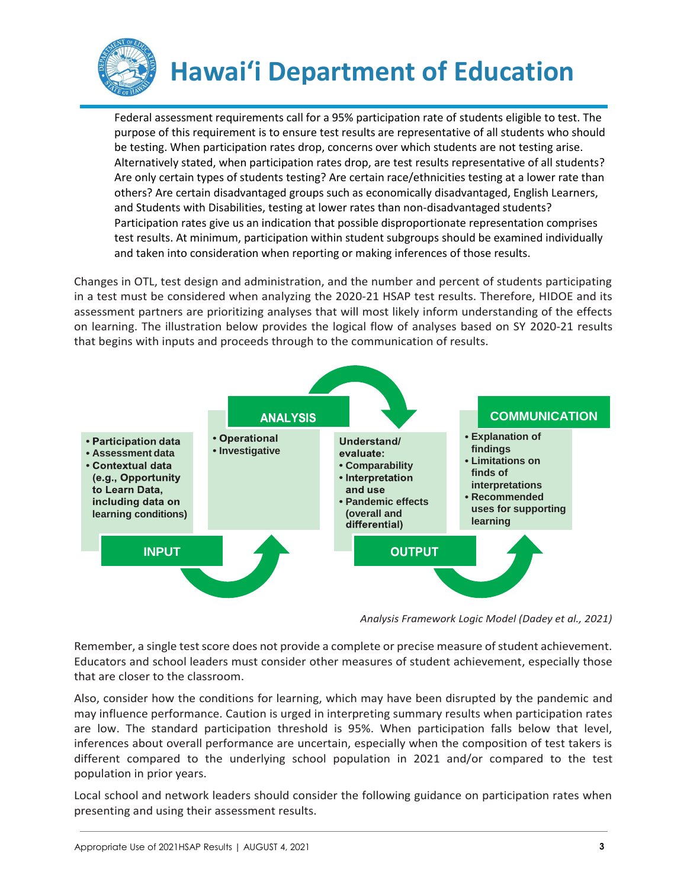Federal assessment requirements call for a 95% participation rate of students eligible to test. The purpose of this requirement is to ensure test results are representative of all students who should be testing. When participation rates drop, concerns over which students are not testing arise. Alternatively stated, when participation rates drop, are test results representative of all students? Are only certain types of students testing? Are certain race/ethnicities testing at a lower rate than others? Are certain disadvantaged groups such as economically disadvantaged, English Learners, and Students with Disabilities, testing at lower rates than non-disadvantaged students? Participation rates give us an indication that possible disproportionate representation comprises test results. At minimum, participation within student subgroups should be examined individually and taken into consideration when reporting or making inferences of those results.

Changes in OTL, test design and administration, and the number and percent of students participating in a test must be considered when analyzing the 2020-21 HSAP test results. Therefore, HIDOE and its assessment partners are prioritizing analyses that will most likely inform understanding of the effects on learning. The illustration below provides the logical flow of analyses based on SY 2020-21 results that begins with inputs and proceeds through to the communication of results.

**INPUT**
- Participation data
- Assessment data
- Contextual data (e.g., Opportunity to Learn Data, including data on learning conditions)

**ANALYSIS**
- Operational
- Investigative

**OUTPUT**

Understand/ evaluate:
- Comparability
- Interpretation and use
- Pandemic effects (overall and differential)

**COMMUNICATION**
- Explanation of findings
- Limitations on finds of interpretations
- Recommended uses for supporting learning

*Analysis Framework Logic Model (Dadey et al., 2021)*

Remember, a single test score does not provide a complete or precise measure of student achievement. Educators and school leaders must consider other measures of student achievement, especially those that are closer to the classroom.

Also, consider how the conditions for learning, which may have been disrupted by the pandemic and may influence performance. Caution is urged in interpreting summary results when participation rates are low. The standard participation threshold is 95%. When participation falls below that level, inferences about overall performance are uncertain, especially when the composition of test takers is different compared to the underlying school population in 2021 and/or compared to the test population in prior years.

Local school and network leaders should consider the following guidance on participation rates when presenting and using their assessment results.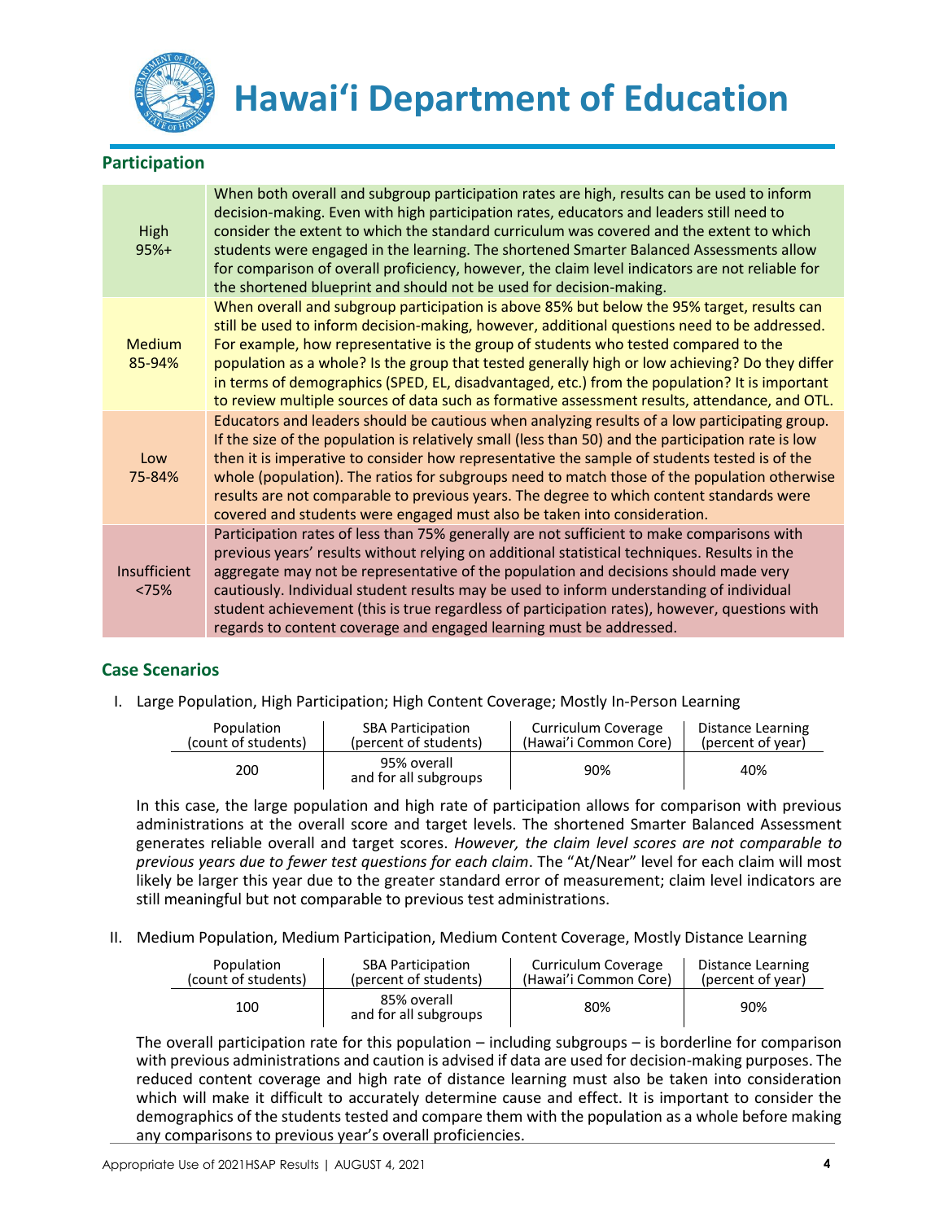## Participation

| | |
|---|---|
| High 95%+ | When both overall and subgroup participation rates are high, results can be used to inform decision-making. Even with high participation rates, educators and leaders still need to consider the extent to which the standard curriculum was covered and the extent to which students were engaged in the learning. The shortened Smarter Balanced Assessments allow for comparison of overall proficiency, however, the claim level indicators are not reliable for the shortened blueprint and should not be used for decision-making. |
| Medium 85-94% | When overall and subgroup participation is above 85% but below the 95% target, results can still be used to inform decision-making, however, additional questions need to be addressed. For example, how representative is the group of students who tested compared to the population as a whole? Is the group that tested generally high or low achieving? Do they differ in terms of demographics (SPED, EL, disadvantaged, etc.) from the population? It is important to review multiple sources of data such as formative assessment results, attendance, and OTL. |
| Low 75-84% | Educators and leaders should be cautious when analyzing results of a low participating group. If the size of the population is relatively small (less than 50) and the participation rate is low then it is imperative to consider how representative the sample of students tested is of the whole (population). The ratios for subgroups need to match those of the population otherwise results are not comparable to previous years. The degree to which content standards were covered and students were engaged must also be taken into consideration. |
| Insufficient <75% | Participation rates of less than 75% generally are not sufficient to make comparisons with previous years' results without relying on additional statistical techniques. Results in the aggregate may not be representative of the population and decisions should made very cautiously. Individual student results may be used to inform understanding of individual student achievement (this is true regardless of participation rates), however, questions with regards to content coverage and engaged learning must be addressed. |

## Case Scenarios

I. Large Population, High Participation; High Content Coverage; Mostly In-Person Learning

| Population (count of students) | SBA Participation (percent of students) | Curriculum Coverage (Hawai'i Common Core) | Distance Learning (percent of year) |
|---|---|---|---|
| 200 | 95% overall and for all subgroups | 90% | 40% |

In this case, the large population and high rate of participation allows for comparison with previous administrations at the overall score and target levels. The shortened Smarter Balanced Assessment generates reliable overall and target scores. *However, the claim level scores are not comparable to previous years due to fewer test questions for each claim*. The "At/Near" level for each claim will most likely be larger this year due to the greater standard error of measurement; claim level indicators are still meaningful but not comparable to previous test administrations.

II. Medium Population, Medium Participation, Medium Content Coverage, Mostly Distance Learning

| Population (count of students) | SBA Participation (percent of students) | Curriculum Coverage (Hawai'i Common Core) | Distance Learning (percent of year) |
|---|---|---|---|
| 100 | 85% overall and for all subgroups | 80% | 90% |

The overall participation rate for this population – including subgroups – is borderline for comparison with previous administrations and caution is advised if data are used for decision-making purposes. The reduced content coverage and high rate of distance learning must also be taken into consideration which will make it difficult to accurately determine cause and effect. It is important to consider the demographics of the students tested and compare them with the population as a whole before making any comparisons to previous year's overall proficiencies.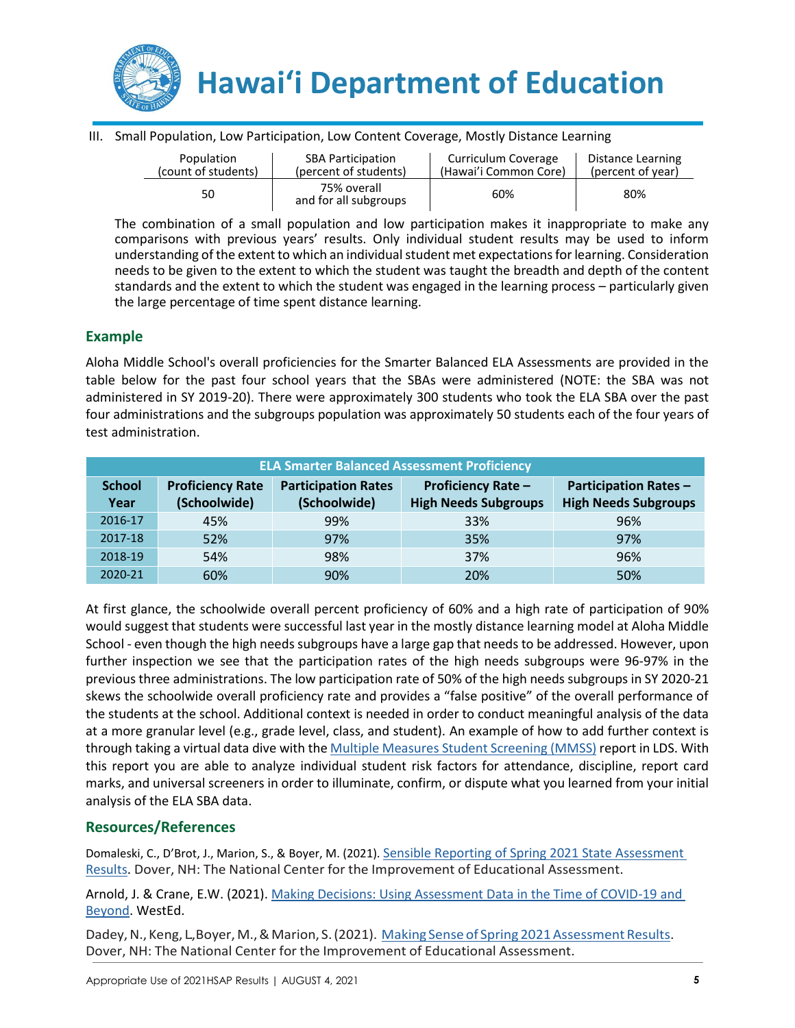III. Small Population, Low Participation, Low Content Coverage, Mostly Distance Learning

| Population (count of students) | SBA Participation (percent of students) | Curriculum Coverage (Hawai'i Common Core) | Distance Learning (percent of year) |
|---|---|---|---|
| 50 | 75% overall and for all subgroups | 60% | 80% |

The combination of a small population and low participation makes it inappropriate to make any comparisons with previous years' results. Only individual student results may be used to inform understanding of the extent to which an individual student met expectations for learning. Consideration needs to be given to the extent to which the student was taught the breadth and depth of the content standards and the extent to which the student was engaged in the learning process – particularly given the large percentage of time spent distance learning.

## Example

Aloha Middle School's overall proficiencies for the Smarter Balanced ELA Assessments are provided in the table below for the past four school years that the SBAs were administered (NOTE: the SBA was not administered in SY 2019-20). There were approximately 300 students who took the ELA SBA over the past four administrations and the subgroups population was approximately 50 students each of the four years of test administration.

| ELA Smarter Balanced Assessment Proficiency | | | | |
|---|---|---|---|---|
| **School Year** | **Proficiency Rate (Schoolwide)** | **Participation Rates (Schoolwide)** | **Proficiency Rate – High Needs Subgroups** | **Participation Rates – High Needs Subgroups** |
| 2016-17 | 45% | 99% | 33% | 96% |
| 2017-18 | 52% | 97% | 35% | 97% |
| 2018-19 | 54% | 98% | 37% | 96% |
| 2020-21 | 60% | 90% | 20% | 50% |

At first glance, the schoolwide overall percent proficiency of 60% and a high rate of participation of 90% would suggest that students were successful last year in the mostly distance learning model at Aloha Middle School - even though the high needs subgroups have a large gap that needs to be addressed. However, upon further inspection we see that the participation rates of the high needs subgroups were 96-97% in the previous three administrations. The low participation rate of 50% of the high needs subgroups in SY 2020-21 skews the schoolwide overall proficiency rate and provides a "false positive" of the overall performance of the students at the school. Additional context is needed in order to conduct meaningful analysis of the data at a more granular level (e.g., grade level, class, and student). An example of how to add further context is through taking a virtual data dive with the Multiple Measures Student Screening (MMSS) report in LDS. With this report you are able to analyze individual student risk factors for attendance, discipline, report card marks, and universal screeners in order to illuminate, confirm, or dispute what you learned from your initial analysis of the ELA SBA data.

## Resources/References

Domaleski, C., D'Brot, J., Marion, S., & Boyer, M. (2021). Sensible Reporting of Spring 2021 State Assessment Results. Dover, NH: The National Center for the Improvement of Educational Assessment.

Arnold, J. & Crane, E.W. (2021). Making Decisions: Using Assessment Data in the Time of COVID-19 and Beyond. WestEd.

Dadey, N., Keng, L, Boyer, M., & Marion, S. (2021). Making Sense of Spring 2021 Assessment Results. Dover, NH: The National Center for the Improvement of Educational Assessment.